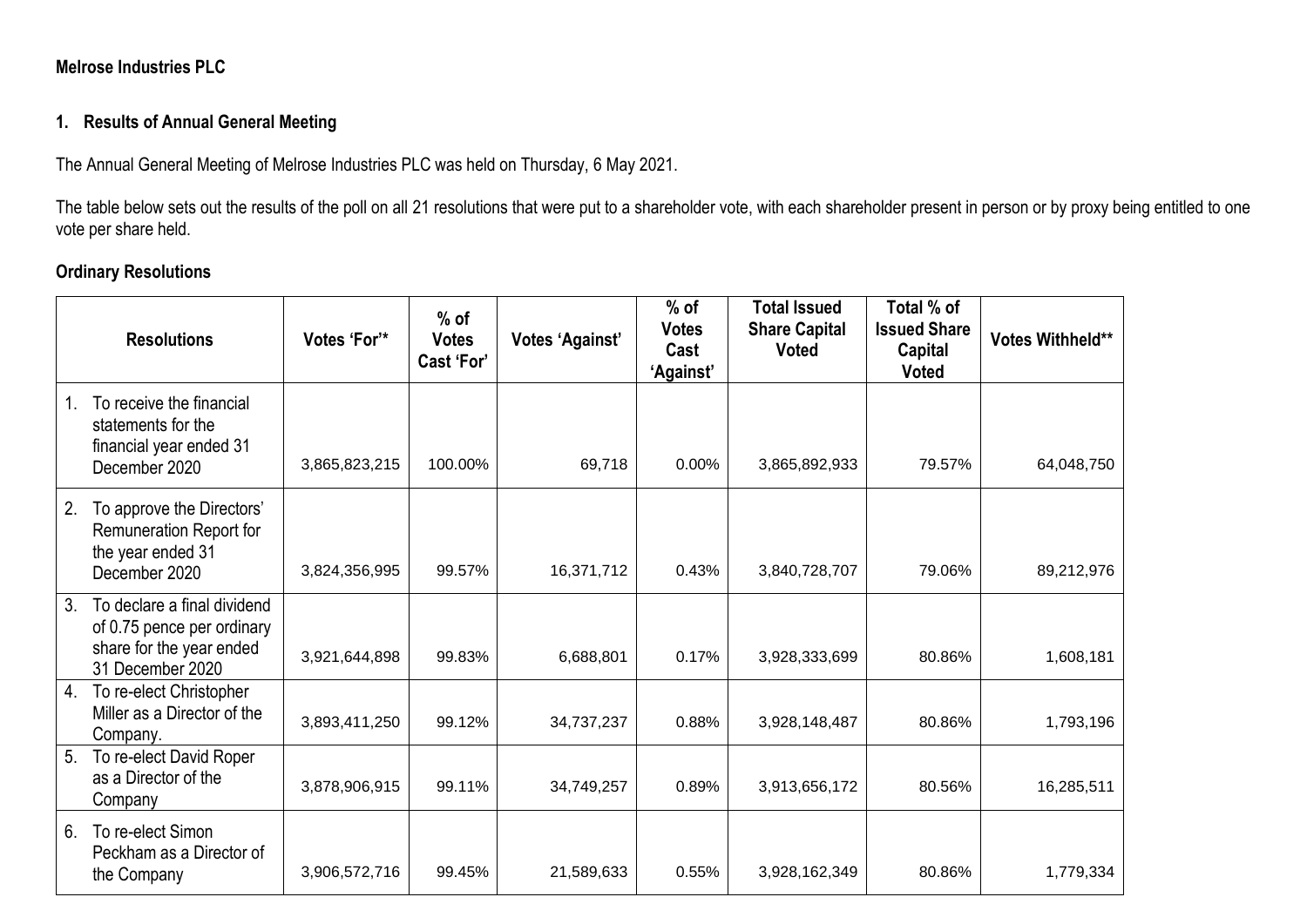**Melrose Industries PLC**

## 1. Results of Annual General Meeting

The Annual General Meeting of Melrose Industries PLC was held on Thursday, 6 May 2021.

The table below sets out the results of the poll on all 21 resolutions that were put to a shareholder vote, with each shareholder present in person or by proxy being entitled to one vote per share held.

### Ordinary Resolutions

| Resolutions | Votes 'For'* | % of Votes Cast 'For' | Votes 'Against' | % of Votes Cast 'Against' | Total Issued Share Capital Voted | Total % of Issued Share Capital Voted | Votes Withheld** |
|---|---|---|---|---|---|---|---|
| 1. To receive the financial statements for the financial year ended 31 December 2020 | 3,865,823,215 | 100.00% | 69,718 | 0.00% | 3,865,892,933 | 79.57% | 64,048,750 |
| 2. To approve the Directors' Remuneration Report for the year ended 31 December 2020 | 3,824,356,995 | 99.57% | 16,371,712 | 0.43% | 3,840,728,707 | 79.06% | 89,212,976 |
| 3. To declare a final dividend of 0.75 pence per ordinary share for the year ended 31 December 2020 | 3,921,644,898 | 99.83% | 6,688,801 | 0.17% | 3,928,333,699 | 80.86% | 1,608,181 |
| 4. To re-elect Christopher Miller as a Director of the Company. | 3,893,411,250 | 99.12% | 34,737,237 | 0.88% | 3,928,148,487 | 80.86% | 1,793,196 |
| 5. To re-elect David Roper as a Director of the Company | 3,878,906,915 | 99.11% | 34,749,257 | 0.89% | 3,913,656,172 | 80.56% | 16,285,511 |
| 6. To re-elect Simon Peckham as a Director of the Company | 3,906,572,716 | 99.45% | 21,589,633 | 0.55% | 3,928,162,349 | 80.86% | 1,779,334 |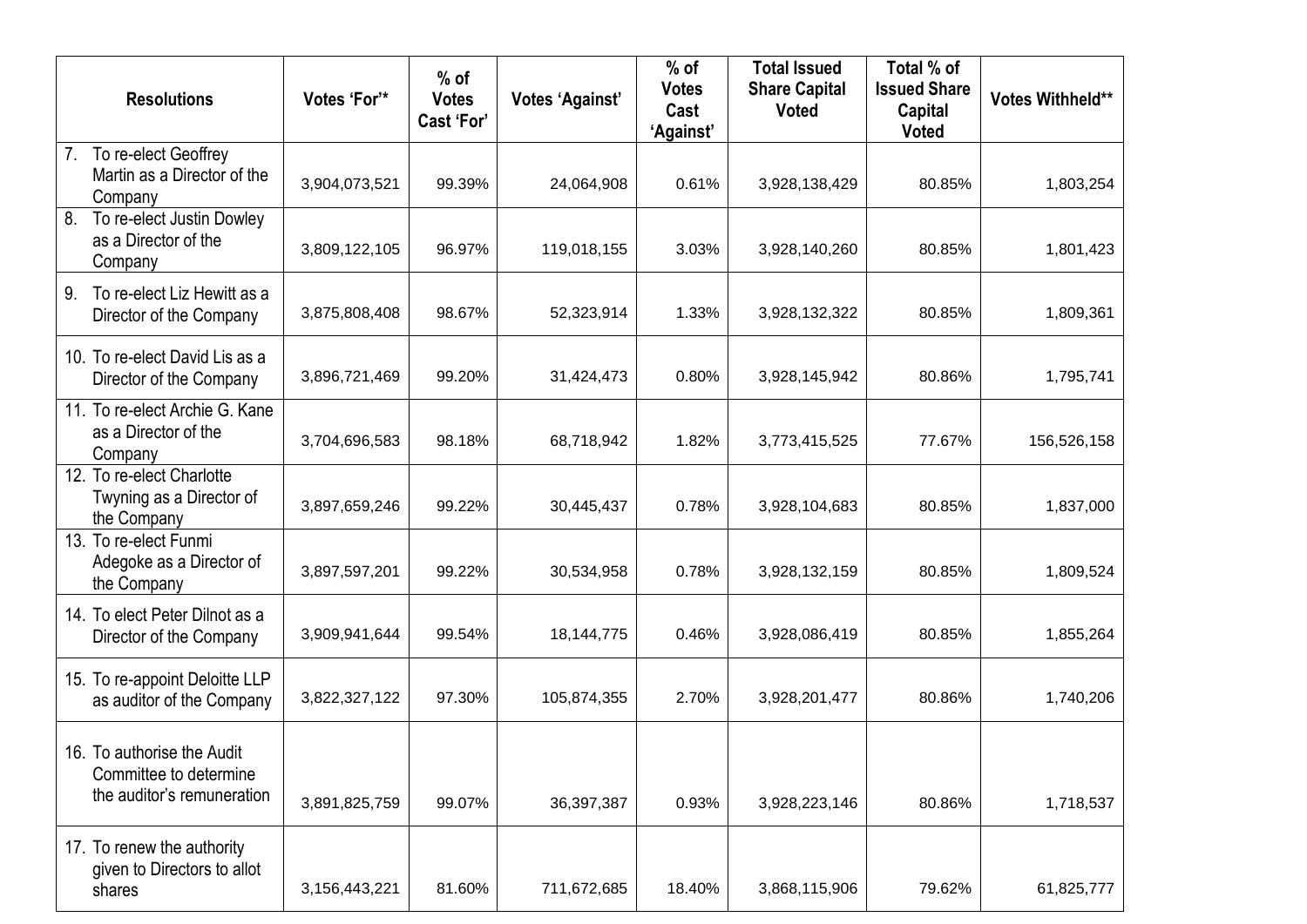| Resolutions | Votes 'For'* | % of Votes Cast 'For' | Votes 'Against' | % of Votes Cast 'Against' | Total Issued Share Capital Voted | Total % of Issued Share Capital Voted | Votes Withheld** |
|---|---|---|---|---|---|---|---|
| 7. To re-elect Geoffrey Martin as a Director of the Company | 3,904,073,521 | 99.39% | 24,064,908 | 0.61% | 3,928,138,429 | 80.85% | 1,803,254 |
| 8. To re-elect Justin Dowley as a Director of the Company | 3,809,122,105 | 96.97% | 119,018,155 | 3.03% | 3,928,140,260 | 80.85% | 1,801,423 |
| 9. To re-elect Liz Hewitt as a Director of the Company | 3,875,808,408 | 98.67% | 52,323,914 | 1.33% | 3,928,132,322 | 80.85% | 1,809,361 |
| 10. To re-elect David Lis as a Director of the Company | 3,896,721,469 | 99.20% | 31,424,473 | 0.80% | 3,928,145,942 | 80.86% | 1,795,741 |
| 11. To re-elect Archie G. Kane as a Director of the Company | 3,704,696,583 | 98.18% | 68,718,942 | 1.82% | 3,773,415,525 | 77.67% | 156,526,158 |
| 12. To re-elect Charlotte Twyning as a Director of the Company | 3,897,659,246 | 99.22% | 30,445,437 | 0.78% | 3,928,104,683 | 80.85% | 1,837,000 |
| 13. To re-elect Funmi Adegoke as a Director of the Company | 3,897,597,201 | 99.22% | 30,534,958 | 0.78% | 3,928,132,159 | 80.85% | 1,809,524 |
| 14. To elect Peter Dilnot as a Director of the Company | 3,909,941,644 | 99.54% | 18,144,775 | 0.46% | 3,928,086,419 | 80.85% | 1,855,264 |
| 15. To re-appoint Deloitte LLP as auditor of the Company | 3,822,327,122 | 97.30% | 105,874,355 | 2.70% | 3,928,201,477 | 80.86% | 1,740,206 |
| 16. To authorise the Audit Committee to determine the auditor's remuneration | 3,891,825,759 | 99.07% | 36,397,387 | 0.93% | 3,928,223,146 | 80.86% | 1,718,537 |
| 17. To renew the authority given to Directors to allot shares | 3,156,443,221 | 81.60% | 711,672,685 | 18.40% | 3,868,115,906 | 79.62% | 61,825,777 |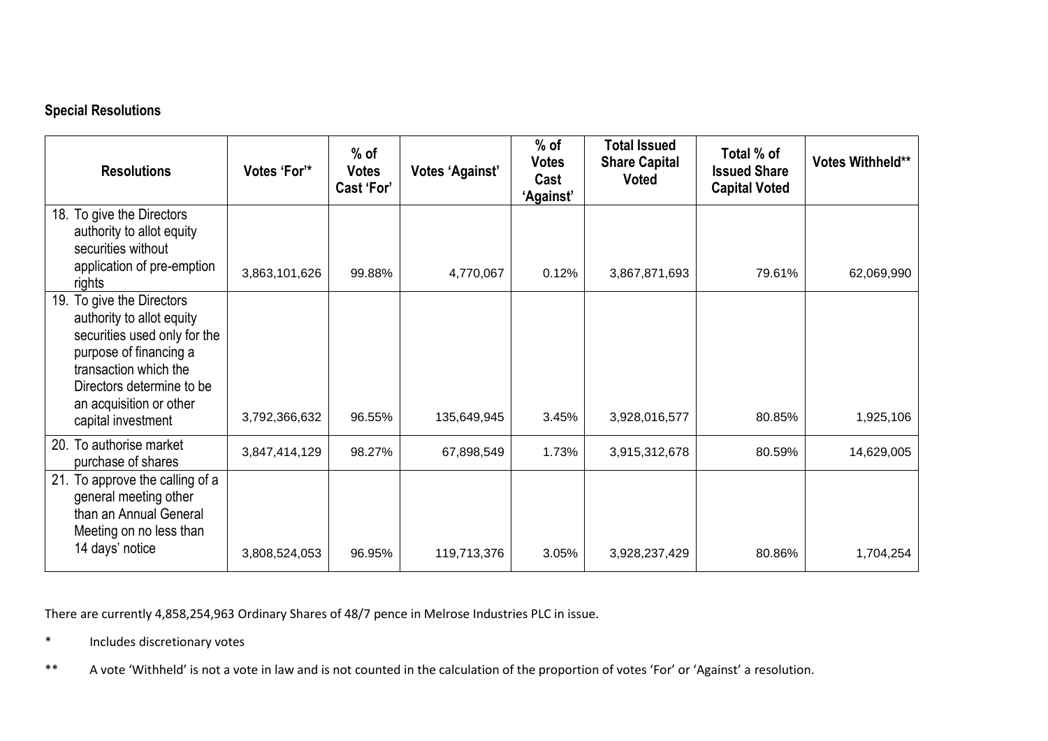**Special Resolutions**

| Resolutions | Votes 'For'* | % of Votes Cast 'For' | Votes 'Against' | % of Votes Cast 'Against' | Total Issued Share Capital Voted | Total % of Issued Share Capital Voted | Votes Withheld** |
|---|---|---|---|---|---|---|---|
| 18. To give the Directors authority to allot equity securities without application of pre-emption rights | 3,863,101,626 | 99.88% | 4,770,067 | 0.12% | 3,867,871,693 | 79.61% | 62,069,990 |
| 19. To give the Directors authority to allot equity securities used only for the purpose of financing a transaction which the Directors determine to be an acquisition or other capital investment | 3,792,366,632 | 96.55% | 135,649,945 | 3.45% | 3,928,016,577 | 80.85% | 1,925,106 |
| 20. To authorise market purchase of shares | 3,847,414,129 | 98.27% | 67,898,549 | 1.73% | 3,915,312,678 | 80.59% | 14,629,005 |
| 21. To approve the calling of a general meeting other than an Annual General Meeting on no less than 14 days' notice | 3,808,524,053 | 96.95% | 119,713,376 | 3.05% | 3,928,237,429 | 80.86% | 1,704,254 |

There are currently 4,858,254,963 Ordinary Shares of 48/7 pence in Melrose Industries PLC in issue.

\* Includes discretionary votes

\** A vote 'Withheld' is not a vote in law and is not counted in the calculation of the proportion of votes 'For' or 'Against' a resolution.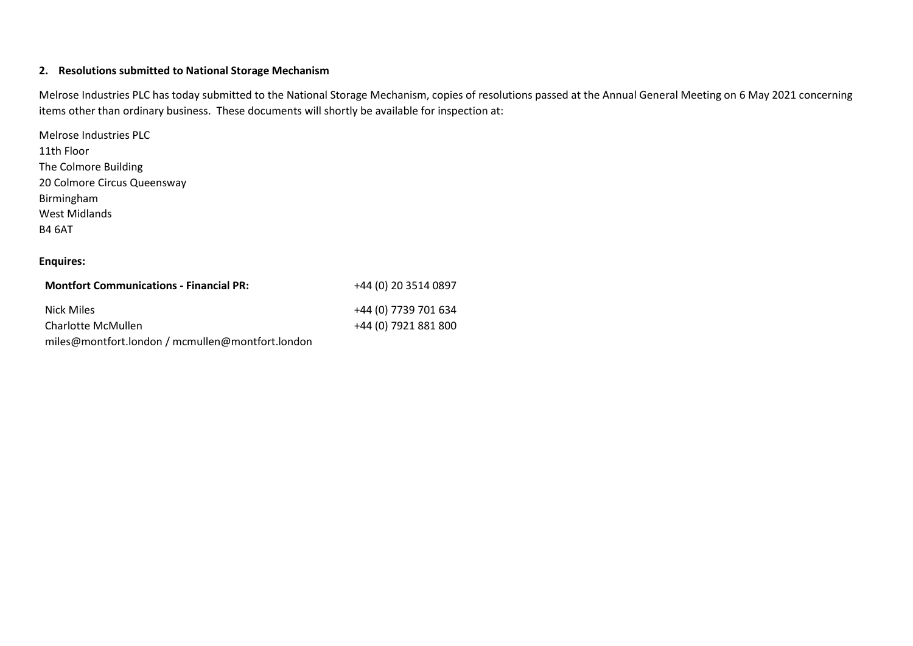## 2. Resolutions submitted to National Storage Mechanism

Melrose Industries PLC has today submitted to the National Storage Mechanism, copies of resolutions passed at the Annual General Meeting on 6 May 2021 concerning items other than ordinary business. These documents will shortly be available for inspection at:

Melrose Industries PLC
11th Floor
The Colmore Building
20 Colmore Circus Queensway
Birmingham
West Midlands
B4 6AT

**Enquires:**

| | |
|---|---|
| **Montfort Communications - Financial PR:** | +44 (0) 20 3514 0897 |
| Nick Miles | +44 (0) 7739 701 634 |
| Charlotte McMullen | +44 (0) 7921 881 800 |
| miles@montfort.london / mcmullen@montfort.london | |